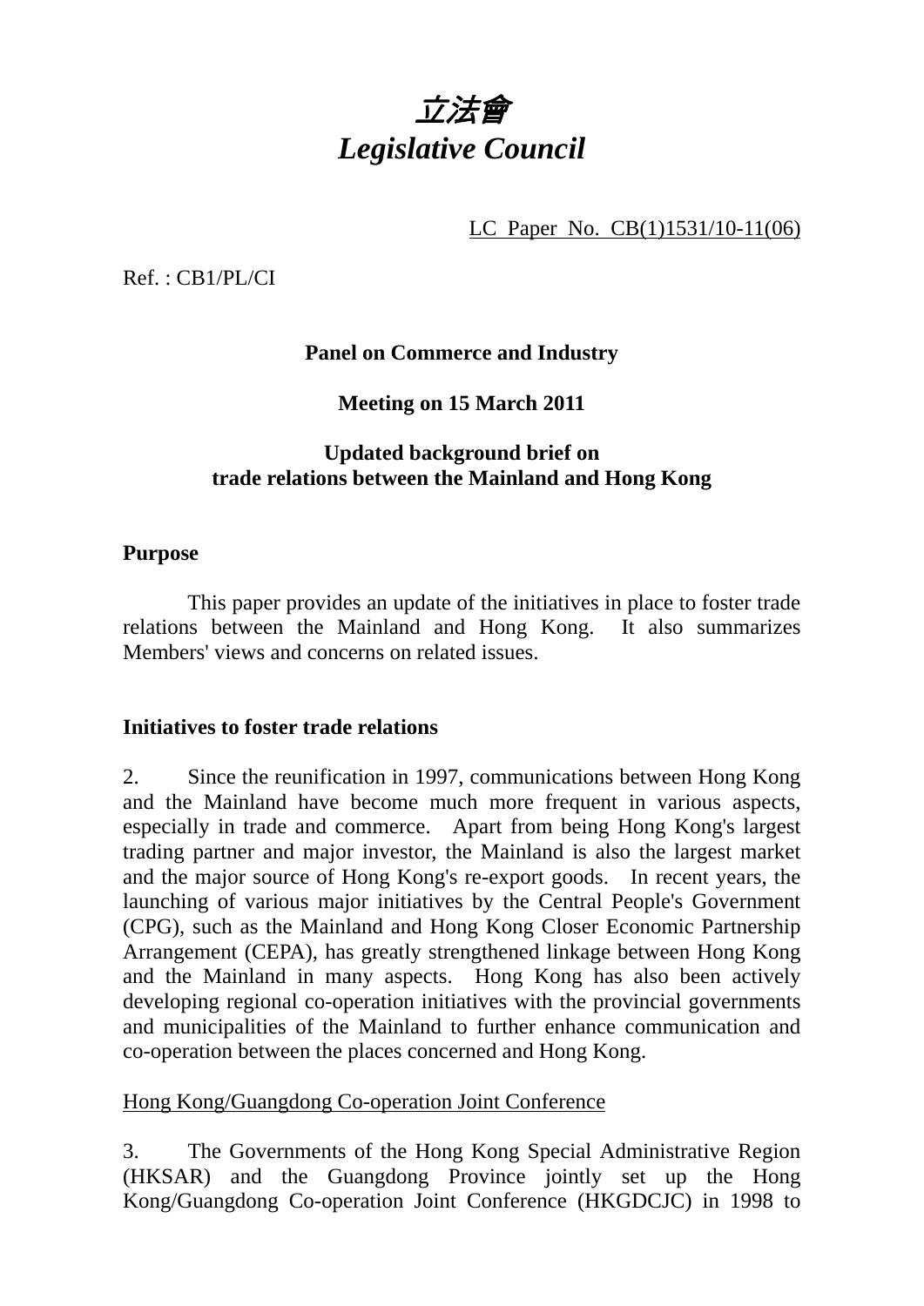# *立法會*
# *Legislative Council*

LC Paper No. CB(1)1531/10-11(06)

Ref. : CB1/PL/CI

**Panel on Commerce and Industry**

**Meeting on 15 March 2011**

**Updated background brief on trade relations between the Mainland and Hong Kong**

**Purpose**

This paper provides an update of the initiatives in place to foster trade relations between the Mainland and Hong Kong. It also summarizes Members' views and concerns on related issues.

**Initiatives to foster trade relations**

2. Since the reunification in 1997, communications between Hong Kong and the Mainland have become much more frequent in various aspects, especially in trade and commerce. Apart from being Hong Kong's largest trading partner and major investor, the Mainland is also the largest market and the major source of Hong Kong's re-export goods. In recent years, the launching of various major initiatives by the Central People's Government (CPG), such as the Mainland and Hong Kong Closer Economic Partnership Arrangement (CEPA), has greatly strengthened linkage between Hong Kong and the Mainland in many aspects. Hong Kong has also been actively developing regional co-operation initiatives with the provincial governments and municipalities of the Mainland to further enhance communication and co-operation between the places concerned and Hong Kong.

Hong Kong/Guangdong Co-operation Joint Conference

3. The Governments of the Hong Kong Special Administrative Region (HKSAR) and the Guangdong Province jointly set up the Hong Kong/Guangdong Co-operation Joint Conference (HKGDCJC) in 1998 to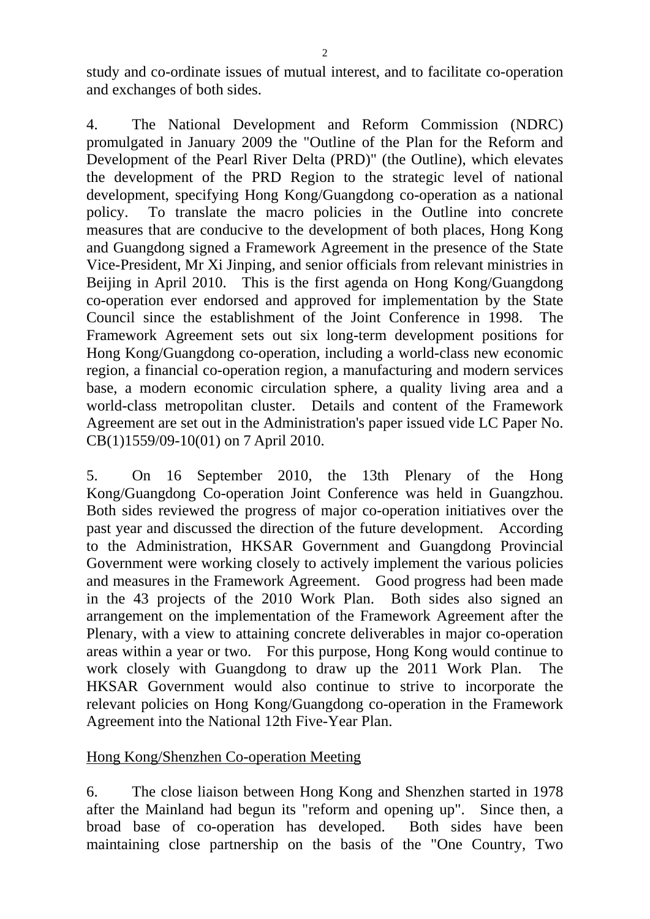study and co-ordinate issues of mutual interest, and to facilitate co-operation and exchanges of both sides.

4. The National Development and Reform Commission (NDRC) promulgated in January 2009 the "Outline of the Plan for the Reform and Development of the Pearl River Delta (PRD)" (the Outline), which elevates the development of the PRD Region to the strategic level of national development, specifying Hong Kong/Guangdong co-operation as a national policy. To translate the macro policies in the Outline into concrete measures that are conducive to the development of both places, Hong Kong and Guangdong signed a Framework Agreement in the presence of the State Vice-President, Mr Xi Jinping, and senior officials from relevant ministries in Beijing in April 2010. This is the first agenda on Hong Kong/Guangdong co-operation ever endorsed and approved for implementation by the State Council since the establishment of the Joint Conference in 1998. The Framework Agreement sets out six long-term development positions for Hong Kong/Guangdong co-operation, including a world-class new economic region, a financial co-operation region, a manufacturing and modern services base, a modern economic circulation sphere, a quality living area and a world-class metropolitan cluster. Details and content of the Framework Agreement are set out in the Administration's paper issued vide LC Paper No. CB(1)1559/09-10(01) on 7 April 2010.

5. On 16 September 2010, the 13th Plenary of the Hong Kong/Guangdong Co-operation Joint Conference was held in Guangzhou. Both sides reviewed the progress of major co-operation initiatives over the past year and discussed the direction of the future development. According to the Administration, HKSAR Government and Guangdong Provincial Government were working closely to actively implement the various policies and measures in the Framework Agreement. Good progress had been made in the 43 projects of the 2010 Work Plan. Both sides also signed an arrangement on the implementation of the Framework Agreement after the Plenary, with a view to attaining concrete deliverables in major co-operation areas within a year or two. For this purpose, Hong Kong would continue to work closely with Guangdong to draw up the 2011 Work Plan. The HKSAR Government would also continue to strive to incorporate the relevant policies on Hong Kong/Guangdong co-operation in the Framework Agreement into the National 12th Five-Year Plan.

Hong Kong/Shenzhen Co-operation Meeting

6. The close liaison between Hong Kong and Shenzhen started in 1978 after the Mainland had begun its "reform and opening up". Since then, a broad base of co-operation has developed. Both sides have been maintaining close partnership on the basis of the "One Country, Two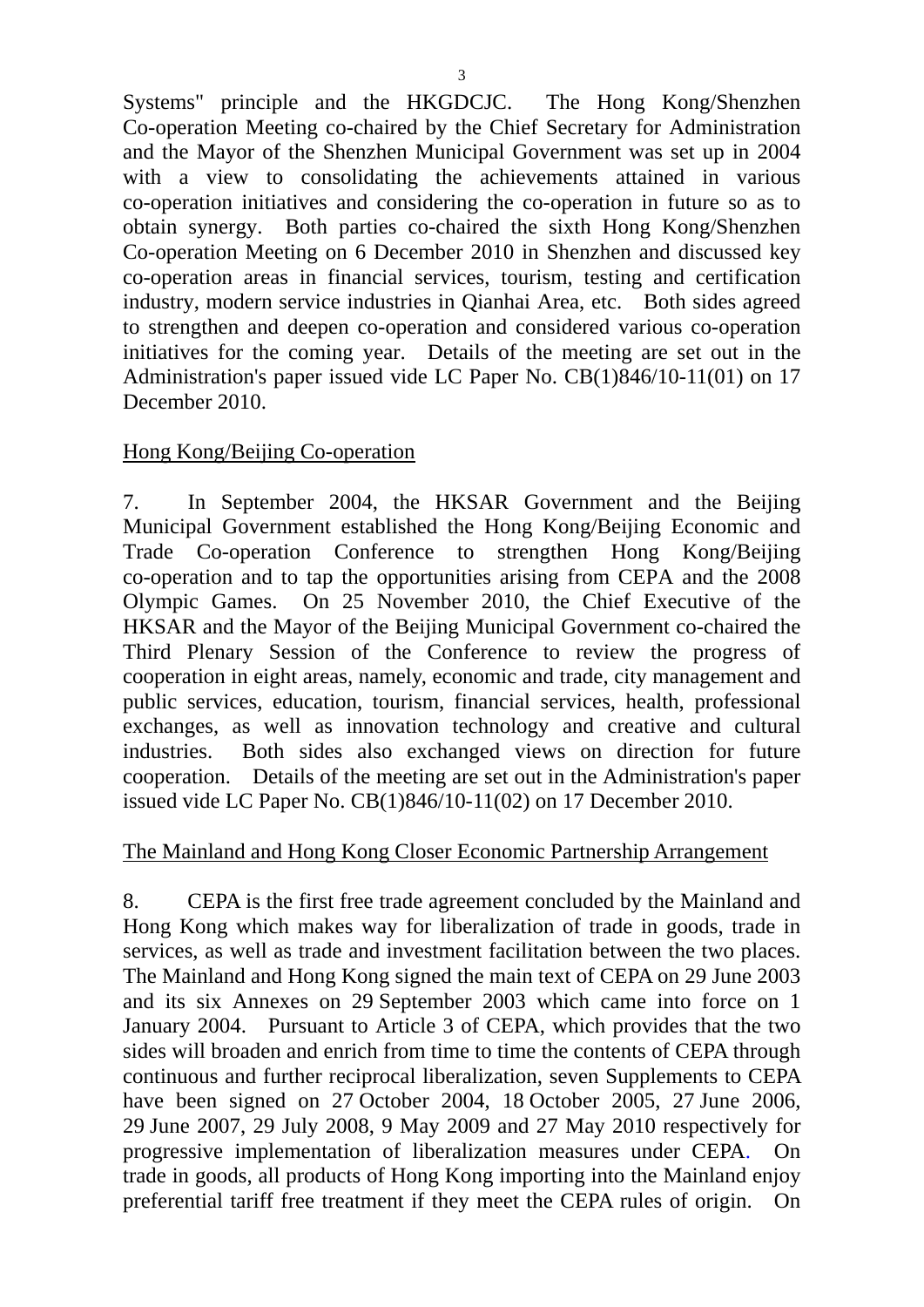Systems" principle and the HKGDCJC. The Hong Kong/Shenzhen Co-operation Meeting co-chaired by the Chief Secretary for Administration and the Mayor of the Shenzhen Municipal Government was set up in 2004 with a view to consolidating the achievements attained in various co-operation initiatives and considering the co-operation in future so as to obtain synergy. Both parties co-chaired the sixth Hong Kong/Shenzhen Co-operation Meeting on 6 December 2010 in Shenzhen and discussed key co-operation areas in financial services, tourism, testing and certification industry, modern service industries in Qianhai Area, etc. Both sides agreed to strengthen and deepen co-operation and considered various co-operation initiatives for the coming year. Details of the meeting are set out in the Administration's paper issued vide LC Paper No. CB(1)846/10-11(01) on 17 December 2010.

<u>Hong Kong/Beijing Co-operation</u>

7. In September 2004, the HKSAR Government and the Beijing Municipal Government established the Hong Kong/Beijing Economic and Trade Co-operation Conference to strengthen Hong Kong/Beijing co-operation and to tap the opportunities arising from CEPA and the 2008 Olympic Games. On 25 November 2010, the Chief Executive of the HKSAR and the Mayor of the Beijing Municipal Government co-chaired the Third Plenary Session of the Conference to review the progress of cooperation in eight areas, namely, economic and trade, city management and public services, education, tourism, financial services, health, professional exchanges, as well as innovation technology and creative and cultural industries. Both sides also exchanged views on direction for future cooperation. Details of the meeting are set out in the Administration's paper issued vide LC Paper No. CB(1)846/10-11(02) on 17 December 2010.

<u>The Mainland and Hong Kong Closer Economic Partnership Arrangement</u>

8. CEPA is the first free trade agreement concluded by the Mainland and Hong Kong which makes way for liberalization of trade in goods, trade in services, as well as trade and investment facilitation between the two places. The Mainland and Hong Kong signed the main text of CEPA on 29 June 2003 and its six Annexes on 29 September 2003 which came into force on 1 January 2004. Pursuant to Article 3 of CEPA, which provides that the two sides will broaden and enrich from time to time the contents of CEPA through continuous and further reciprocal liberalization, seven Supplements to CEPA have been signed on 27 October 2004, 18 October 2005, 27 June 2006, 29 June 2007, 29 July 2008, 9 May 2009 and 27 May 2010 respectively for progressive implementation of liberalization measures under CEPA. On trade in goods, all products of Hong Kong importing into the Mainland enjoy preferential tariff free treatment if they meet the CEPA rules of origin. On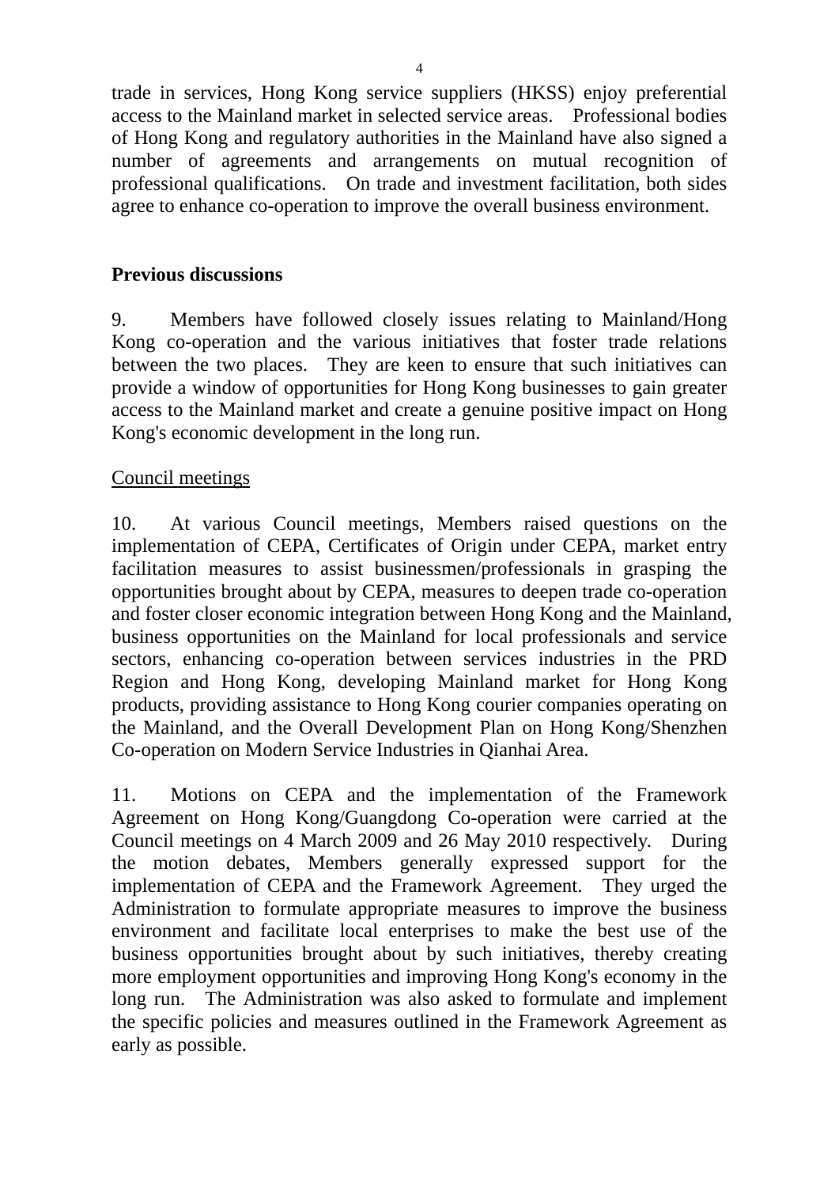trade in services, Hong Kong service suppliers (HKSS) enjoy preferential access to the Mainland market in selected service areas. Professional bodies of Hong Kong and regulatory authorities in the Mainland have also signed a number of agreements and arrangements on mutual recognition of professional qualifications. On trade and investment facilitation, both sides agree to enhance co-operation to improve the overall business environment.

**Previous discussions**

9. Members have followed closely issues relating to Mainland/Hong Kong co-operation and the various initiatives that foster trade relations between the two places. They are keen to ensure that such initiatives can provide a window of opportunities for Hong Kong businesses to gain greater access to the Mainland market and create a genuine positive impact on Hong Kong's economic development in the long run.

Council meetings

10. At various Council meetings, Members raised questions on the implementation of CEPA, Certificates of Origin under CEPA, market entry facilitation measures to assist businessmen/professionals in grasping the opportunities brought about by CEPA, measures to deepen trade co-operation and foster closer economic integration between Hong Kong and the Mainland, business opportunities on the Mainland for local professionals and service sectors, enhancing co-operation between services industries in the PRD Region and Hong Kong, developing Mainland market for Hong Kong products, providing assistance to Hong Kong courier companies operating on the Mainland, and the Overall Development Plan on Hong Kong/Shenzhen Co-operation on Modern Service Industries in Qianhai Area.

11. Motions on CEPA and the implementation of the Framework Agreement on Hong Kong/Guangdong Co-operation were carried at the Council meetings on 4 March 2009 and 26 May 2010 respectively. During the motion debates, Members generally expressed support for the implementation of CEPA and the Framework Agreement. They urged the Administration to formulate appropriate measures to improve the business environment and facilitate local enterprises to make the best use of the business opportunities brought about by such initiatives, thereby creating more employment opportunities and improving Hong Kong's economy in the long run. The Administration was also asked to formulate and implement the specific policies and measures outlined in the Framework Agreement as early as possible.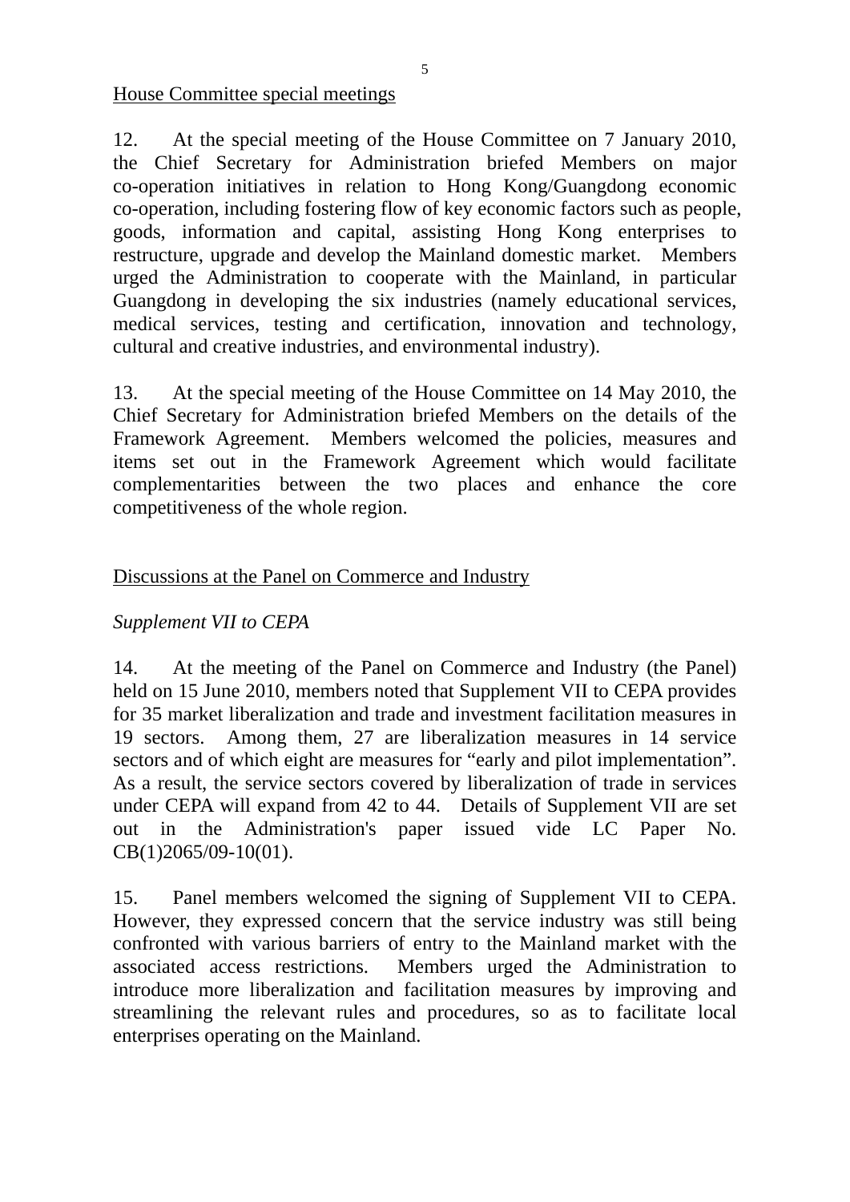House Committee special meetings

12. At the special meeting of the House Committee on 7 January 2010, the Chief Secretary for Administration briefed Members on major co-operation initiatives in relation to Hong Kong/Guangdong economic co-operation, including fostering flow of key economic factors such as people, goods, information and capital, assisting Hong Kong enterprises to restructure, upgrade and develop the Mainland domestic market. Members urged the Administration to cooperate with the Mainland, in particular Guangdong in developing the six industries (namely educational services, medical services, testing and certification, innovation and technology, cultural and creative industries, and environmental industry).

13. At the special meeting of the House Committee on 14 May 2010, the Chief Secretary for Administration briefed Members on the details of the Framework Agreement. Members welcomed the policies, measures and items set out in the Framework Agreement which would facilitate complementarities between the two places and enhance the core competitiveness of the whole region.

Discussions at the Panel on Commerce and Industry

*Supplement VII to CEPA*

14. At the meeting of the Panel on Commerce and Industry (the Panel) held on 15 June 2010, members noted that Supplement VII to CEPA provides for 35 market liberalization and trade and investment facilitation measures in 19 sectors. Among them, 27 are liberalization measures in 14 service sectors and of which eight are measures for "early and pilot implementation". As a result, the service sectors covered by liberalization of trade in services under CEPA will expand from 42 to 44. Details of Supplement VII are set out in the Administration's paper issued vide LC Paper No. CB(1)2065/09-10(01).

15. Panel members welcomed the signing of Supplement VII to CEPA. However, they expressed concern that the service industry was still being confronted with various barriers of entry to the Mainland market with the associated access restrictions. Members urged the Administration to introduce more liberalization and facilitation measures by improving and streamlining the relevant rules and procedures, so as to facilitate local enterprises operating on the Mainland.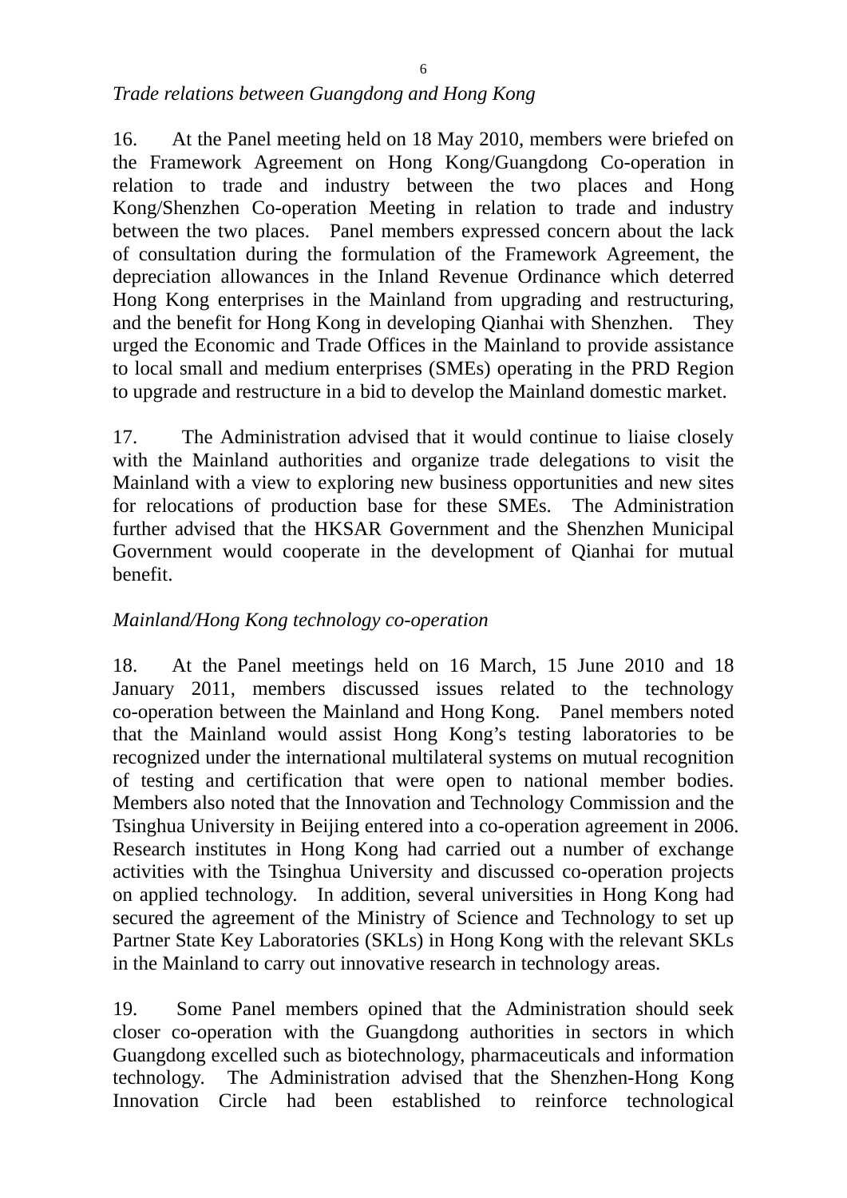*Trade relations between Guangdong and Hong Kong*

16. At the Panel meeting held on 18 May 2010, members were briefed on the Framework Agreement on Hong Kong/Guangdong Co-operation in relation to trade and industry between the two places and Hong Kong/Shenzhen Co-operation Meeting in relation to trade and industry between the two places. Panel members expressed concern about the lack of consultation during the formulation of the Framework Agreement, the depreciation allowances in the Inland Revenue Ordinance which deterred Hong Kong enterprises in the Mainland from upgrading and restructuring, and the benefit for Hong Kong in developing Qianhai with Shenzhen. They urged the Economic and Trade Offices in the Mainland to provide assistance to local small and medium enterprises (SMEs) operating in the PRD Region to upgrade and restructure in a bid to develop the Mainland domestic market.

17. The Administration advised that it would continue to liaise closely with the Mainland authorities and organize trade delegations to visit the Mainland with a view to exploring new business opportunities and new sites for relocations of production base for these SMEs. The Administration further advised that the HKSAR Government and the Shenzhen Municipal Government would cooperate in the development of Qianhai for mutual benefit.

*Mainland/Hong Kong technology co-operation*

18. At the Panel meetings held on 16 March, 15 June 2010 and 18 January 2011, members discussed issues related to the technology co-operation between the Mainland and Hong Kong. Panel members noted that the Mainland would assist Hong Kong's testing laboratories to be recognized under the international multilateral systems on mutual recognition of testing and certification that were open to national member bodies. Members also noted that the Innovation and Technology Commission and the Tsinghua University in Beijing entered into a co-operation agreement in 2006. Research institutes in Hong Kong had carried out a number of exchange activities with the Tsinghua University and discussed co-operation projects on applied technology. In addition, several universities in Hong Kong had secured the agreement of the Ministry of Science and Technology to set up Partner State Key Laboratories (SKLs) in Hong Kong with the relevant SKLs in the Mainland to carry out innovative research in technology areas.

19. Some Panel members opined that the Administration should seek closer co-operation with the Guangdong authorities in sectors in which Guangdong excelled such as biotechnology, pharmaceuticals and information technology. The Administration advised that the Shenzhen-Hong Kong Innovation Circle had been established to reinforce technological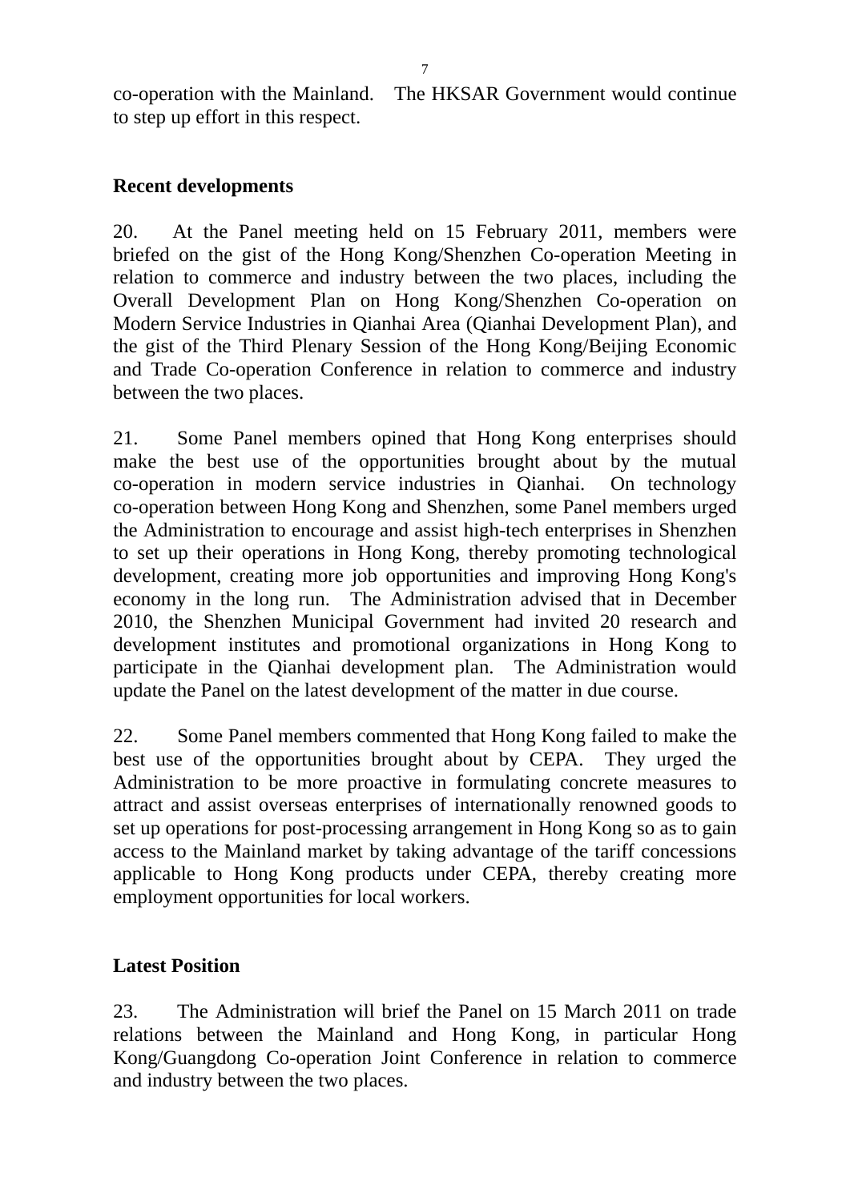co-operation with the Mainland. The HKSAR Government would continue to step up effort in this respect.

**Recent developments**

20. At the Panel meeting held on 15 February 2011, members were briefed on the gist of the Hong Kong/Shenzhen Co-operation Meeting in relation to commerce and industry between the two places, including the Overall Development Plan on Hong Kong/Shenzhen Co-operation on Modern Service Industries in Qianhai Area (Qianhai Development Plan), and the gist of the Third Plenary Session of the Hong Kong/Beijing Economic and Trade Co-operation Conference in relation to commerce and industry between the two places.

21. Some Panel members opined that Hong Kong enterprises should make the best use of the opportunities brought about by the mutual co-operation in modern service industries in Qianhai. On technology co-operation between Hong Kong and Shenzhen, some Panel members urged the Administration to encourage and assist high-tech enterprises in Shenzhen to set up their operations in Hong Kong, thereby promoting technological development, creating more job opportunities and improving Hong Kong's economy in the long run. The Administration advised that in December 2010, the Shenzhen Municipal Government had invited 20 research and development institutes and promotional organizations in Hong Kong to participate in the Qianhai development plan. The Administration would update the Panel on the latest development of the matter in due course.

22. Some Panel members commented that Hong Kong failed to make the best use of the opportunities brought about by CEPA. They urged the Administration to be more proactive in formulating concrete measures to attract and assist overseas enterprises of internationally renowned goods to set up operations for post-processing arrangement in Hong Kong so as to gain access to the Mainland market by taking advantage of the tariff concessions applicable to Hong Kong products under CEPA, thereby creating more employment opportunities for local workers.

**Latest Position**

23. The Administration will brief the Panel on 15 March 2011 on trade relations between the Mainland and Hong Kong, in particular Hong Kong/Guangdong Co-operation Joint Conference in relation to commerce and industry between the two places.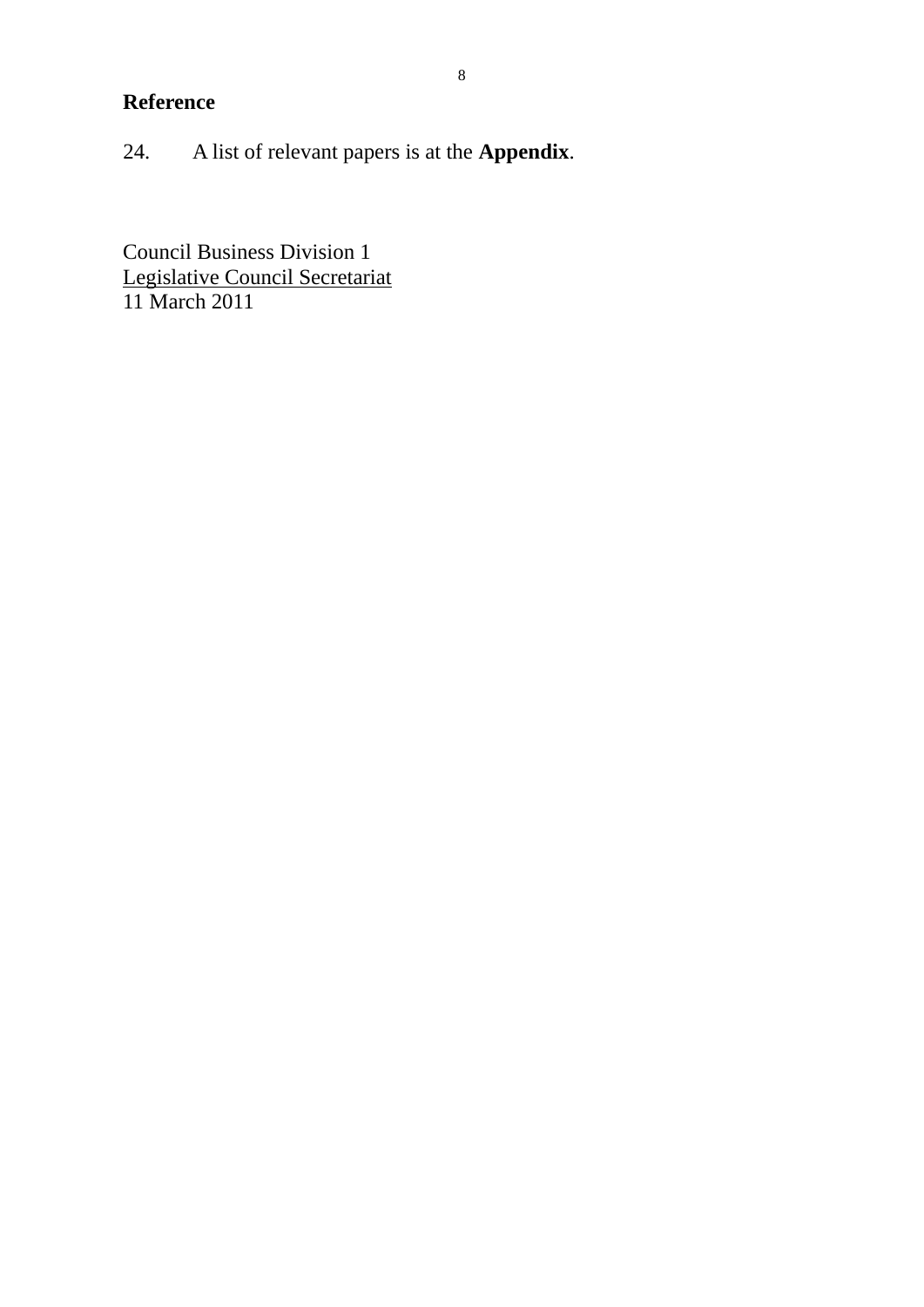## Reference

24. A list of relevant papers is at the **Appendix**.

Council Business Division 1
Legislative Council Secretariat
11 March 2011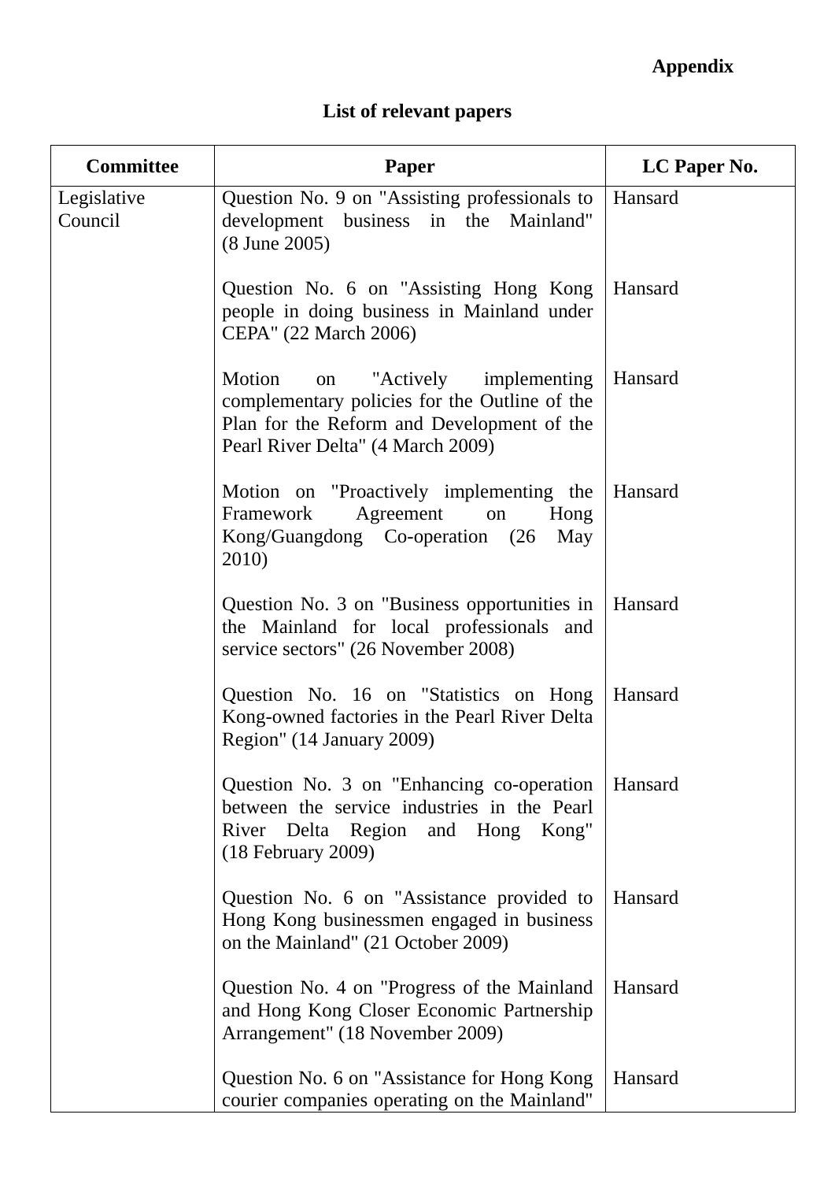**Appendix**

## List of relevant papers

| Committee | Paper | LC Paper No. |
|---|---|---|
| Legislative Council | Question No. 9 on "Assisting professionals to development business in the Mainland" (8 June 2005) | Hansard |
| | Question No. 6 on "Assisting Hong Kong people in doing business in Mainland under CEPA" (22 March 2006) | Hansard |
| | Motion on "Actively implementing complementary policies for the Outline of the Plan for the Reform and Development of the Pearl River Delta" (4 March 2009) | Hansard |
| | Motion on "Proactively implementing the Framework Agreement on Hong Kong/Guangdong Co-operation (26 May 2010) | Hansard |
| | Question No. 3 on "Business opportunities in the Mainland for local professionals and service sectors" (26 November 2008) | Hansard |
| | Question No. 16 on "Statistics on Hong Kong-owned factories in the Pearl River Delta Region" (14 January 2009) | Hansard |
| | Question No. 3 on "Enhancing co-operation between the service industries in the Pearl River Delta Region and Hong Kong" (18 February 2009) | Hansard |
| | Question No. 6 on "Assistance provided to Hong Kong businessmen engaged in business on the Mainland" (21 October 2009) | Hansard |
| | Question No. 4 on "Progress of the Mainland and Hong Kong Closer Economic Partnership Arrangement" (18 November 2009) | Hansard |
| | Question No. 6 on "Assistance for Hong Kong courier companies operating on the Mainland" | Hansard |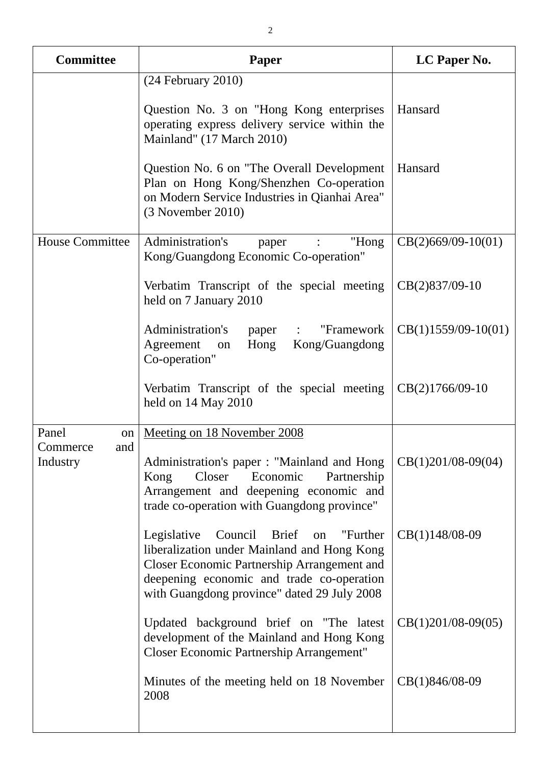| Committee | Paper | LC Paper No. |
|---|---|---|
| | (24 February 2010) | |
| | Question No. 3 on "Hong Kong enterprises operating express delivery service within the Mainland" (17 March 2010) | Hansard |
| | Question No. 6 on "The Overall Development Plan on Hong Kong/Shenzhen Co-operation on Modern Service Industries in Qianhai Area" (3 November 2010) | Hansard |
| House Committee | Administration's paper : "Hong Kong/Guangdong Economic Co-operation" | CB(2)669/09-10(01) |
| | Verbatim Transcript of the special meeting held on 7 January 2010 | CB(2)837/09-10 |
| | Administration's paper : "Framework Agreement on Hong Kong/Guangdong Co-operation" | CB(1)1559/09-10(01) |
| | Verbatim Transcript of the special meeting held on 14 May 2010 | CB(2)1766/09-10 |
| Panel on Commerce and Industry | Meeting on 18 November 2008 | |
| | Administration's paper : "Mainland and Hong Kong Closer Economic Partnership Arrangement and deepening economic and trade co-operation with Guangdong province" | CB(1)201/08-09(04) |
| | Legislative Council Brief on "Further liberalization under Mainland and Hong Kong Closer Economic Partnership Arrangement and deepening economic and trade co-operation with Guangdong province" dated 29 July 2008 | CB(1)148/08-09 |
| | Updated background brief on "The latest development of the Mainland and Hong Kong Closer Economic Partnership Arrangement" | CB(1)201/08-09(05) |
| | Minutes of the meeting held on 18 November 2008 | CB(1)846/08-09 |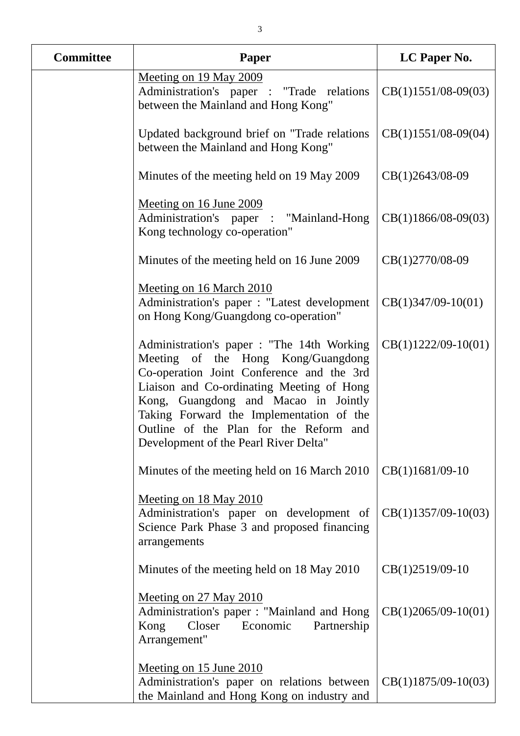| Committee | Paper | LC Paper No. |
| --- | --- | --- |
| | Meeting on 19 May 2009<br>Administration's paper : "Trade relations between the Mainland and Hong Kong" | CB(1)1551/08-09(03) |
| | Updated background brief on "Trade relations between the Mainland and Hong Kong" | CB(1)1551/08-09(04) |
| | Minutes of the meeting held on 19 May 2009 | CB(1)2643/08-09 |
| | Meeting on 16 June 2009<br>Administration's paper : "Mainland-Hong Kong technology co-operation" | CB(1)1866/08-09(03) |
| | Minutes of the meeting held on 16 June 2009 | CB(1)2770/08-09 |
| | Meeting on 16 March 2010<br>Administration's paper : "Latest development on Hong Kong/Guangdong co-operation" | CB(1)347/09-10(01) |
| | Administration's paper : "The 14th Working Meeting of the Hong Kong/Guangdong Co-operation Joint Conference and the 3rd Liaison and Co-ordinating Meeting of Hong Kong, Guangdong and Macao in Jointly Taking Forward the Implementation of the Outline of the Plan for the Reform and Development of the Pearl River Delta" | CB(1)1222/09-10(01) |
| | Minutes of the meeting held on 16 March 2010 | CB(1)1681/09-10 |
| | Meeting on 18 May 2010<br>Administration's paper on development of Science Park Phase 3 and proposed financing arrangements | CB(1)1357/09-10(03) |
| | Minutes of the meeting held on 18 May 2010 | CB(1)2519/09-10 |
| | Meeting on 27 May 2010<br>Administration's paper : "Mainland and Hong Kong Closer Economic Partnership Arrangement" | CB(1)2065/09-10(01) |
| | Meeting on 15 June 2010<br>Administration's paper on relations between the Mainland and Hong Kong on industry and | CB(1)1875/09-10(03) |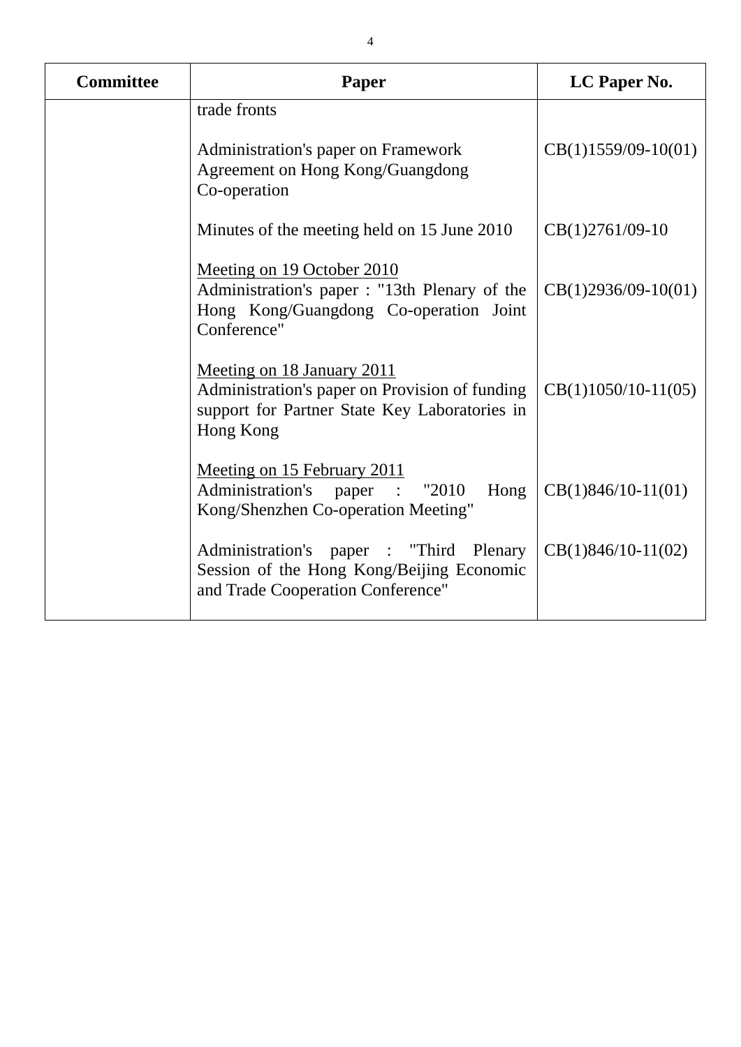| Committee | Paper | LC Paper No. |
|---|---|---|
| | trade fronts | |
| | Administration's paper on Framework Agreement on Hong Kong/Guangdong Co-operation | CB(1)1559/09-10(01) |
| | Minutes of the meeting held on 15 June 2010 | CB(1)2761/09-10 |
| | Meeting on 19 October 2010<br>Administration's paper : "13th Plenary of the Hong Kong/Guangdong Co-operation Joint Conference" | CB(1)2936/09-10(01) |
| | Meeting on 18 January 2011<br>Administration's paper on Provision of funding support for Partner State Key Laboratories in Hong Kong | CB(1)1050/10-11(05) |
| | Meeting on 15 February 2011<br>Administration's paper : "2010 Hong Kong/Shenzhen Co-operation Meeting" | CB(1)846/10-11(01) |
| | Administration's paper : "Third Plenary Session of the Hong Kong/Beijing Economic and Trade Cooperation Conference" | CB(1)846/10-11(02) |